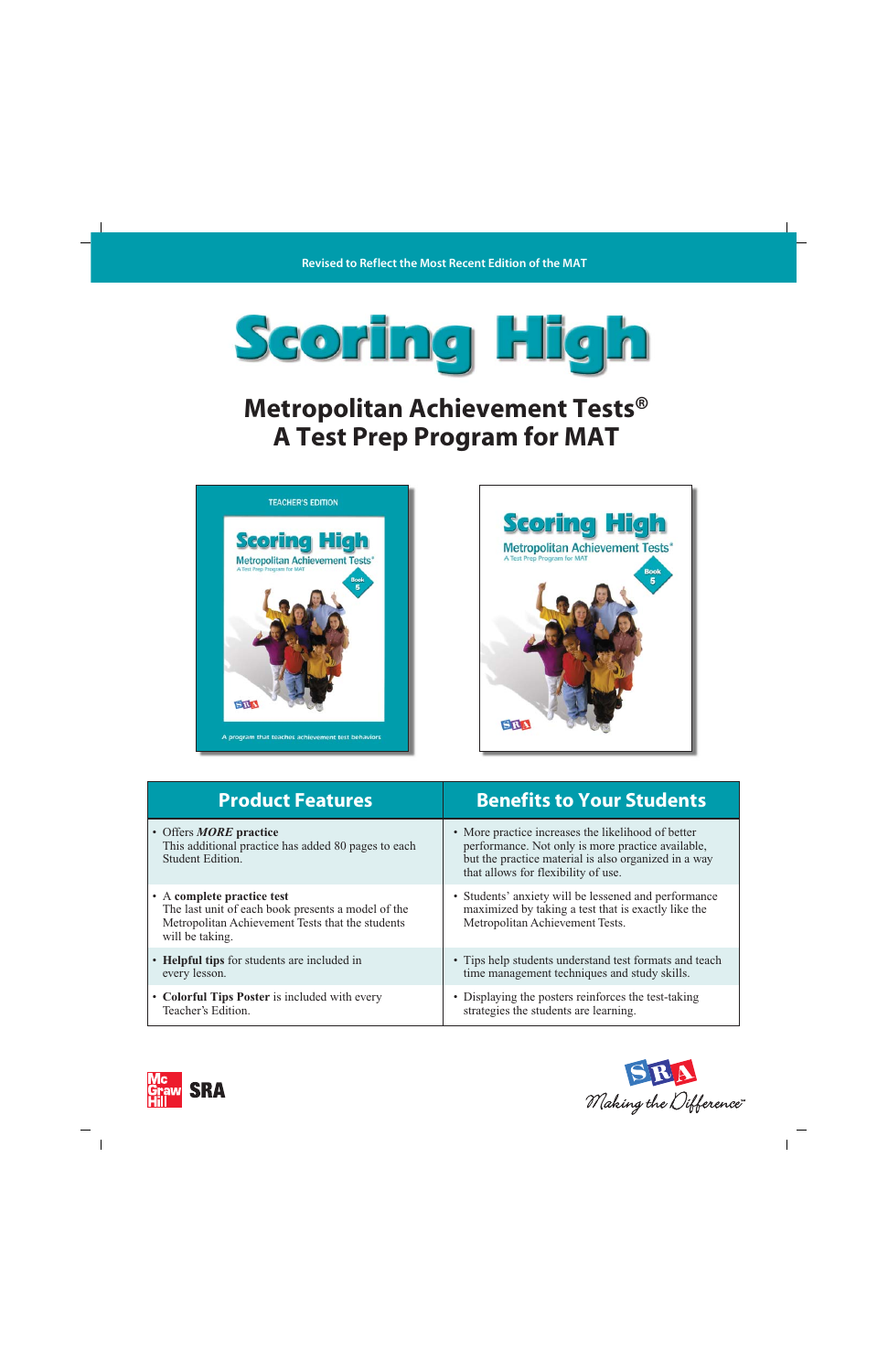Revised to Reflect the Most Recent Edition of the MAT

# Scoring High

## Metropolitan Achievement Tests®
## A Test Prep Program for MAT

| Product Features | Benefits to Your Students |
|---|---|
| • Offers ***MORE*** **practice** This additional practice has added 80 pages to each Student Edition. | • More practice increases the likelihood of better performance. Not only is more practice available, but the practice material is also organized in a way that allows for flexibility of use. |
| • A **complete practice test** The last unit of each book presents a model of the Metropolitan Achievement Tests that the students will be taking. | • Students' anxiety will be lessened and performance maximized by taking a test that is exactly like the Metropolitan Achievement Tests. |
| • **Helpful tips** for students are included in every lesson. | • Tips help students understand test formats and teach time management techniques and study skills. |
| • **Colorful Tips Poster** is included with every Teacher's Edition. | • Displaying the posters reinforces the test-taking strategies the students are learning. |

McGraw Hill SRA

SRA Making the Difference™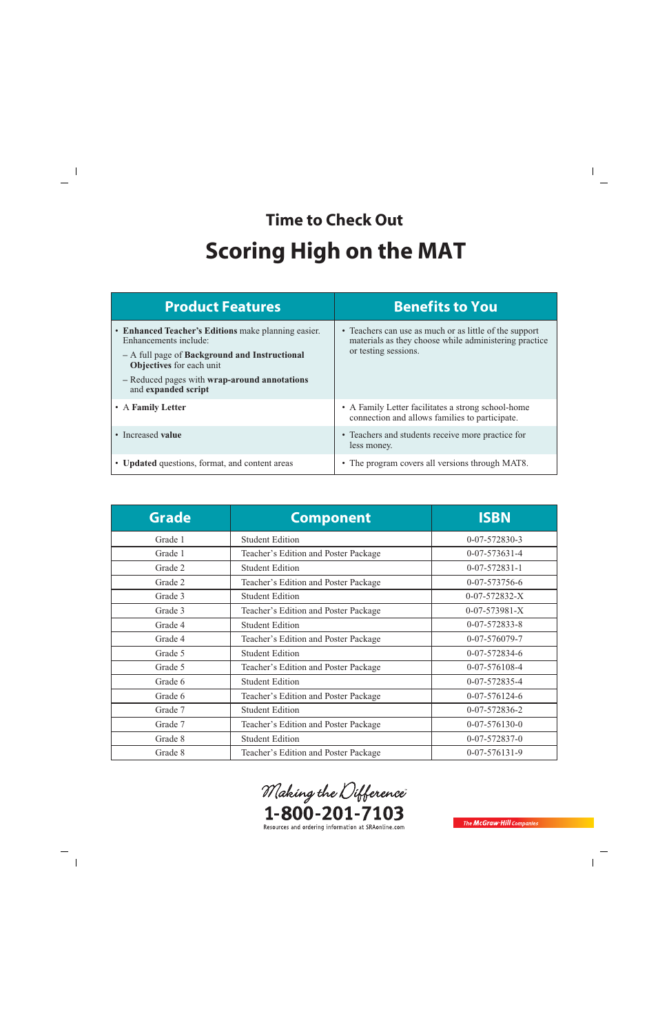### Time to Check Out

# Scoring High on the MAT

| Product Features | Benefits to You |
| --- | --- |
| • **Enhanced Teacher's Editions** make planning easier. Enhancements include:<br>– A full page of **Background and Instructional Objectives** for each unit<br>– Reduced pages with **wrap-around annotations** and **expanded script** | • Teachers can use as much or as little of the support materials as they choose while administering practice or testing sessions. |
| • A **Family Letter** | • A Family Letter facilitates a strong school-home connection and allows families to participate. |
| • Increased **value** | • Teachers and students receive more practice for less money. |
| • **Updated** questions, format, and content areas | • The program covers all versions through MAT8. |

| Grade | Component | ISBN |
| --- | --- | --- |
| Grade 1 | Student Edition | 0-07-572830-3 |
| Grade 1 | Teacher's Edition and Poster Package | 0-07-573631-4 |
| Grade 2 | Student Edition | 0-07-572831-1 |
| Grade 2 | Teacher's Edition and Poster Package | 0-07-573756-6 |
| Grade 3 | Student Edition | 0-07-572832-X |
| Grade 3 | Teacher's Edition and Poster Package | 0-07-573981-X |
| Grade 4 | Student Edition | 0-07-572833-8 |
| Grade 4 | Teacher's Edition and Poster Package | 0-07-576079-7 |
| Grade 5 | Student Edition | 0-07-572834-6 |
| Grade 5 | Teacher's Edition and Poster Package | 0-07-576108-4 |
| Grade 6 | Student Edition | 0-07-572835-4 |
| Grade 6 | Teacher's Edition and Poster Package | 0-07-576124-6 |
| Grade 7 | Student Edition | 0-07-572836-2 |
| Grade 7 | Teacher's Edition and Poster Package | 0-07-576130-0 |
| Grade 8 | Student Edition | 0-07-572837-0 |
| Grade 8 | Teacher's Edition and Poster Package | 0-07-576131-9 |

*Making the Difference*

**1-800-201-7103**

Resources and ordering information at SRAonline.com

The McGraw·Hill Companies